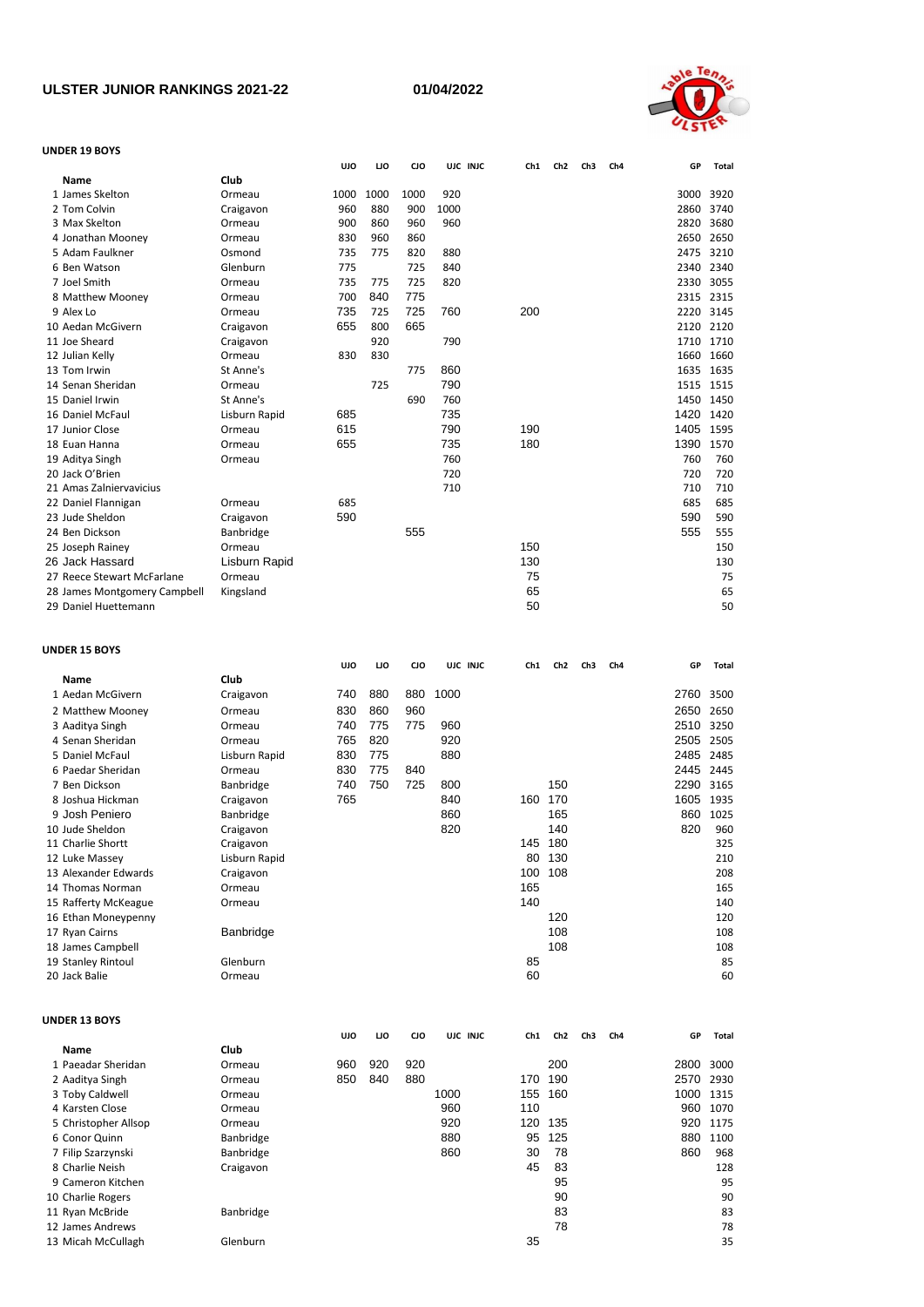# ULSTER JUNIOR RANKINGS 2021-22

**01/04/2022**

### UNDER 19 BOYS

| | Name | Club | UJO | IJO | CJO | UJC | INJC | Ch1 | Ch2 | Ch3 | Ch4 | GP | Total |
|---|---|---|---|---|---|---|---|---|---|---|---|---|---|
| 1 | James Skelton | Ormeau | 1000 | 1000 | 1000 | 920 | | | | | | 3000 | 3920 |
| 2 | Tom Colvin | Craigavon | 960 | 880 | 900 | 1000 | | | | | | 2860 | 3740 |
| 3 | Max Skelton | Ormeau | 900 | 860 | 960 | 960 | | | | | | 2820 | 3680 |
| 4 | Jonathan Mooney | Ormeau | 830 | 960 | 860 | | | | | | | 2650 | 2650 |
| 5 | Adam Faulkner | Osmond | 735 | 775 | 820 | 880 | | | | | | 2475 | 3210 |
| 6 | Ben Watson | Glenburn | 775 | | 725 | 840 | | | | | | 2340 | 2340 |
| 7 | Joel Smith | Ormeau | 735 | 775 | 725 | 820 | | | | | | 2330 | 3055 |
| 8 | Matthew Mooney | Ormeau | 700 | 840 | 775 | | | | | | | 2315 | 2315 |
| 9 | Alex Lo | Ormeau | 735 | 725 | 725 | 760 | | 200 | | | | 2220 | 3145 |
| 10 | Aedan McGivern | Craigavon | 655 | 800 | 665 | | | | | | | 2120 | 2120 |
| 11 | Joe Sheard | Craigavon | | 920 | | 790 | | | | | | 1710 | 1710 |
| 12 | Julian Kelly | Ormeau | 830 | 830 | | | | | | | | 1660 | 1660 |
| 13 | Tom Irwin | St Anne's | | | 775 | 860 | | | | | | 1635 | 1635 |
| 14 | Senan Sheridan | Ormeau | | 725 | | 790 | | | | | | 1515 | 1515 |
| 15 | Daniel Irwin | St Anne's | | | 690 | 760 | | | | | | 1450 | 1450 |
| 16 | Daniel McFaul | Lisburn Rapid | 685 | | | 735 | | | | | | 1420 | 1420 |
| 17 | Junior Close | Ormeau | 615 | | | 790 | | 190 | | | | 1405 | 1595 |
| 18 | Euan Hanna | Ormeau | 655 | | | 735 | | 180 | | | | 1390 | 1570 |
| 19 | Aditya Singh | Ormeau | | | | 760 | | | | | | 760 | 760 |
| 20 | Jack O'Brien | | | | | 720 | | | | | | 720 | 720 |
| 21 | Amas Zalniervavicius | | | | | 710 | | | | | | 710 | 710 |
| 22 | Daniel Flannigan | Ormeau | 685 | | | | | | | | | 685 | 685 |
| 23 | Jude Sheldon | Craigavon | 590 | | | | | | | | | 590 | 590 |
| 24 | Ben Dickson | Banbridge | | | 555 | | | | | | | 555 | 555 |
| 25 | Joseph Rainey | Ormeau | | | | | | 150 | | | | | 150 |
| 26 | Jack Hassard | Lisburn Rapid | | | | | | 130 | | | | | 130 |
| 27 | Reece Stewart McFarlane | Ormeau | | | | | | 75 | | | | | 75 |
| 28 | James Montgomery Campbell | Kingsland | | | | | | 65 | | | | | 65 |
| 29 | Daniel Huettemann | | | | | | | 50 | | | | | 50 |

### UNDER 15 BOYS

| | Name | Club | UJO | IJO | CJO | UJC | INJC | Ch1 | Ch2 | Ch3 | Ch4 | GP | Total |
|---|---|---|---|---|---|---|---|---|---|---|---|---|---|
| 1 | Aedan McGivern | Craigavon | 740 | 880 | 880 | 1000 | | | | | | 2760 | 3500 |
| 2 | Matthew Mooney | Ormeau | 830 | 860 | 960 | | | | | | | 2650 | 2650 |
| 3 | Aaditya Singh | Ormeau | 740 | 775 | 775 | 960 | | | | | | 2510 | 3250 |
| 4 | Senan Sheridan | Ormeau | 765 | 820 | | 920 | | | | | | 2505 | 2505 |
| 5 | Daniel McFaul | Lisburn Rapid | 830 | 775 | | 880 | | | | | | 2485 | 2485 |
| 6 | Paedar Sheridan | Ormeau | 830 | 775 | 840 | | | | | | | 2445 | 2445 |
| 7 | Ben Dickson | Banbridge | 740 | 750 | 725 | 800 | | | 150 | | | 2290 | 3165 |
| 8 | Joshua Hickman | Craigavon | 765 | | | 840 | | 160 | 170 | | | 1605 | 1935 |
| 9 | Josh Peniero | Banbridge | | | | 860 | | | 165 | | | 860 | 1025 |
| 10 | Jude Sheldon | Craigavon | | | | 820 | | | 140 | | | 820 | 960 |
| 11 | Charlie Shortt | Craigavon | | | | | | 145 | 180 | | | | 325 |
| 12 | Luke Massey | Lisburn Rapid | | | | | | 80 | 130 | | | | 210 |
| 13 | Alexander Edwards | Craigavon | | | | | | 100 | 108 | | | | 208 |
| 14 | Thomas Norman | Ormeau | | | | | | 165 | | | | | 165 |
| 15 | Rafferty McKeague | Ormeau | | | | | | 140 | | | | | 140 |
| 16 | Ethan Moneypenny | | | | | | | | 120 | | | | 120 |
| 17 | Ryan Cairns | Banbridge | | | | | | | 108 | | | | 108 |
| 18 | James Campbell | | | | | | | | 108 | | | | 108 |
| 19 | Stanley Rintoul | Glenburn | | | | | | 85 | | | | | 85 |
| 20 | Jack Balie | Ormeau | | | | | | 60 | | | | | 60 |

### UNDER 13 BOYS

| | Name | Club | UJO | IJO | CJO | UJC | INJC | Ch1 | Ch2 | Ch3 | Ch4 | GP | Total |
|---|---|---|---|---|---|---|---|---|---|---|---|---|---|
| 1 | Paeadar Sheridan | Ormeau | 960 | 920 | 920 | | | | 200 | | | 2800 | 3000 |
| 2 | Aaditya Singh | Ormeau | 850 | 840 | 880 | | | 170 | 190 | | | 2570 | 2930 |
| 3 | Toby Caldwell | Ormeau | | | | 1000 | | 155 | 160 | | | 1000 | 1315 |
| 4 | Karsten Close | Ormeau | | | | 960 | | 110 | | | | 960 | 1070 |
| 5 | Christopher Allsop | Ormeau | | | | 920 | | 120 | 135 | | | 920 | 1175 |
| 6 | Conor Quinn | Banbridge | | | | 880 | | 95 | 125 | | | 880 | 1100 |
| 7 | Filip Szarzynski | Banbridge | | | | 860 | | 30 | 78 | | | 860 | 968 |
| 8 | Charlie Neish | Craigavon | | | | | | 45 | 83 | | | | 128 |
| 9 | Cameron Kitchen | | | | | | | | 95 | | | | 95 |
| 10 | Charlie Rogers | | | | | | | | 90 | | | | 90 |
| 11 | Ryan McBride | Banbridge | | | | | | | 83 | | | | 83 |
| 12 | James Andrews | | | | | | | | 78 | | | | 78 |
| 13 | Micah McCullagh | Glenburn | | | | | | 35 | | | | | 35 |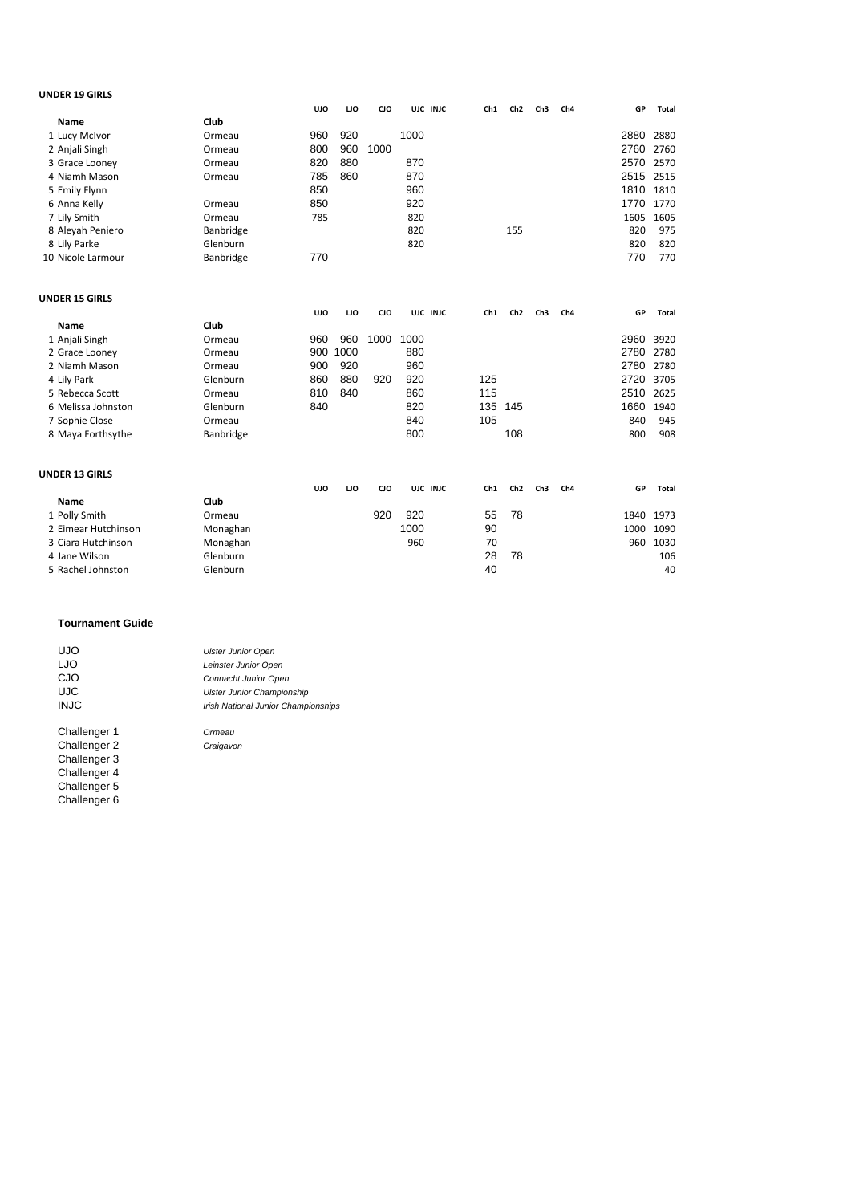**UNDER 19 GIRLS**

| | Name | Club | UJO | LJO | CJO | UJC | INJC | Ch1 | Ch2 | Ch3 | Ch4 | GP | Total |
|---|---|---|---|---|---|---|---|---|---|---|---|---|---|
| 1 | Lucy McIvor | Ormeau | 960 | 920 | | 1000 | | | | | | 2880 | 2880 |
| 2 | Anjali Singh | Ormeau | 800 | 960 | 1000 | | | | | | | 2760 | 2760 |
| 3 | Grace Looney | Ormeau | 820 | 880 | | 870 | | | | | | 2570 | 2570 |
| 4 | Niamh Mason | Ormeau | 785 | 860 | | 870 | | | | | | 2515 | 2515 |
| 5 | Emily Flynn | | 850 | | | 960 | | | | | | 1810 | 1810 |
| 6 | Anna Kelly | Ormeau | 850 | | | 920 | | | | | | 1770 | 1770 |
| 7 | Lily Smith | Ormeau | 785 | | | 820 | | | | | | 1605 | 1605 |
| 8 | Aleyah Peniero | Banbridge | | | | 820 | | | 155 | | | 820 | 975 |
| 8 | Lily Parke | Glenburn | | | | 820 | | | | | | 820 | 820 |
| 10 | Nicole Larmour | Banbridge | 770 | | | | | | | | | 770 | 770 |

**UNDER 15 GIRLS**

| | Name | Club | UJO | LJO | CJO | UJC | INJC | Ch1 | Ch2 | Ch3 | Ch4 | GP | Total |
|---|---|---|---|---|---|---|---|---|---|---|---|---|---|
| 1 | Anjali Singh | Ormeau | 960 | 960 | 1000 | 1000 | | | | | | 2960 | 3920 |
| 2 | Grace Looney | Ormeau | 900 | 1000 | | 880 | | | | | | 2780 | 2780 |
| 2 | Niamh Mason | Ormeau | 900 | 920 | | 960 | | | | | | 2780 | 2780 |
| 4 | Lily Park | Glenburn | 860 | 880 | 920 | 920 | | 125 | | | | 2720 | 3705 |
| 5 | Rebecca Scott | Ormeau | 810 | 840 | | 860 | | 115 | | | | 2510 | 2625 |
| 6 | Melissa Johnston | Glenburn | 840 | | | 820 | | 135 | 145 | | | 1660 | 1940 |
| 7 | Sophie Close | Ormeau | | | | 840 | | 105 | | | | 840 | 945 |
| 8 | Maya Forthsythe | Banbridge | | | | 800 | | | 108 | | | 800 | 908 |

**UNDER 13 GIRLS**

| | Name | Club | UJO | LJO | CJO | UJC | INJC | Ch1 | Ch2 | Ch3 | Ch4 | GP | Total |
|---|---|---|---|---|---|---|---|---|---|---|---|---|---|
| 1 | Polly Smith | Ormeau | | | 920 | 920 | | 55 | 78 | | | 1840 | 1973 |
| 2 | Eimear Hutchinson | Monaghan | | | | 1000 | | 90 | | | | 1000 | 1090 |
| 3 | Ciara Hutchinson | Monaghan | | | | 960 | | 70 | | | | 960 | 1030 |
| 4 | Jane Wilson | Glenburn | | | | | | 28 | 78 | | | | 106 |
| 5 | Rachel Johnston | Glenburn | | | | | | 40 | | | | | 40 |

**Tournament Guide**

| | |
|---|---|
| UJO | *Ulster Junior Open* |
| LJO | *Leinster Junior Open* |
| CJO | *Connacht Junior Open* |
| UJC | *Ulster Junior Championship* |
| INJC | *Irish National Junior Championships* |
| Challenger 1 | *Ormeau* |
| Challenger 2 | *Craigavon* |
| Challenger 3 | |
| Challenger 4 | |
| Challenger 5 | |
| Challenger 6 | |